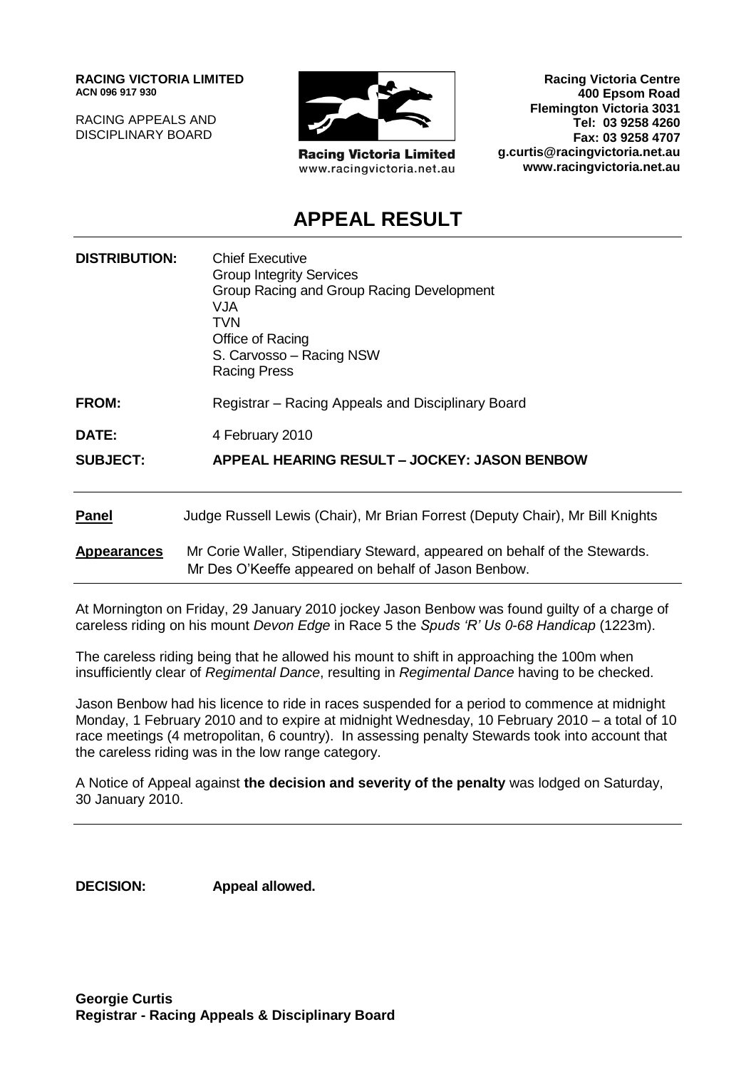**RACING VICTORIA LIMITED**
**ACN 096 917 930**

RACING APPEALS AND
DISCIPLINARY BOARD

**Racing Victoria Limited**
www.racingvictoria.net.au

**Racing Victoria Centre**
**400 Epsom Road**
**Flemington Victoria 3031**
**Tel: 03 9258 4260**
**Fax: 03 9258 4707**
**g.curtis@racingvictoria.net.au**
**www.racingvictoria.net.au**

# APPEAL RESULT

**DISTRIBUTION:** Chief Executive
Group Integrity Services
Group Racing and Group Racing Development
VJA
TVN
Office of Racing
S. Carvosso – Racing NSW
Racing Press

**FROM:** Registrar – Racing Appeals and Disciplinary Board

**DATE:** 4 February 2010

**SUBJECT:** **APPEAL HEARING RESULT – JOCKEY: JASON BENBOW**

**Panel** Judge Russell Lewis (Chair), Mr Brian Forrest (Deputy Chair), Mr Bill Knights

**Appearances** Mr Corie Waller, Stipendiary Steward, appeared on behalf of the Stewards.
Mr Des O'Keeffe appeared on behalf of Jason Benbow.

At Mornington on Friday, 29 January 2010 jockey Jason Benbow was found guilty of a charge of careless riding on his mount *Devon Edge* in Race 5 the *Spuds 'R' Us 0-68 Handicap* (1223m).

The careless riding being that he allowed his mount to shift in approaching the 100m when insufficiently clear of *Regimental Dance*, resulting in *Regimental Dance* having to be checked.

Jason Benbow had his licence to ride in races suspended for a period to commence at midnight Monday, 1 February 2010 and to expire at midnight Wednesday, 10 February 2010 – a total of 10 race meetings (4 metropolitan, 6 country). In assessing penalty Stewards took into account that the careless riding was in the low range category.

A Notice of Appeal against **the decision and severity of the penalty** was lodged on Saturday, 30 January 2010.

**DECISION:** **Appeal allowed.**

**Georgie Curtis**
**Registrar - Racing Appeals & Disciplinary Board**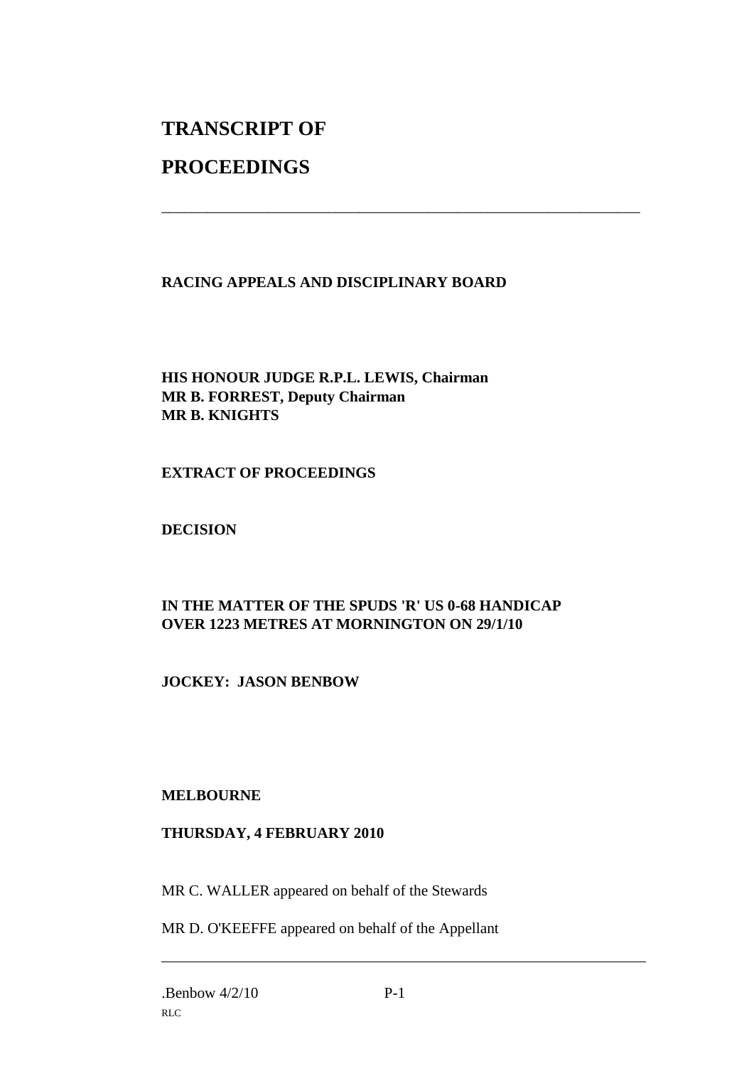# TRANSCRIPT OF PROCEEDINGS

---

**RACING APPEALS AND DISCIPLINARY BOARD**

**HIS HONOUR JUDGE R.P.L. LEWIS, Chairman**
**MR B. FORREST, Deputy Chairman**
**MR B. KNIGHTS**

**EXTRACT OF PROCEEDINGS**

**DECISION**

**IN THE MATTER OF THE SPUDS 'R' US 0-68 HANDICAP OVER 1223 METRES AT MORNINGTON ON 29/1/10**

**JOCKEY: JASON BENBOW**

**MELBOURNE**

**THURSDAY, 4 FEBRUARY 2010**

MR C. WALLER appeared on behalf of the Stewards

MR D. O'KEEFFE appeared on behalf of the Appellant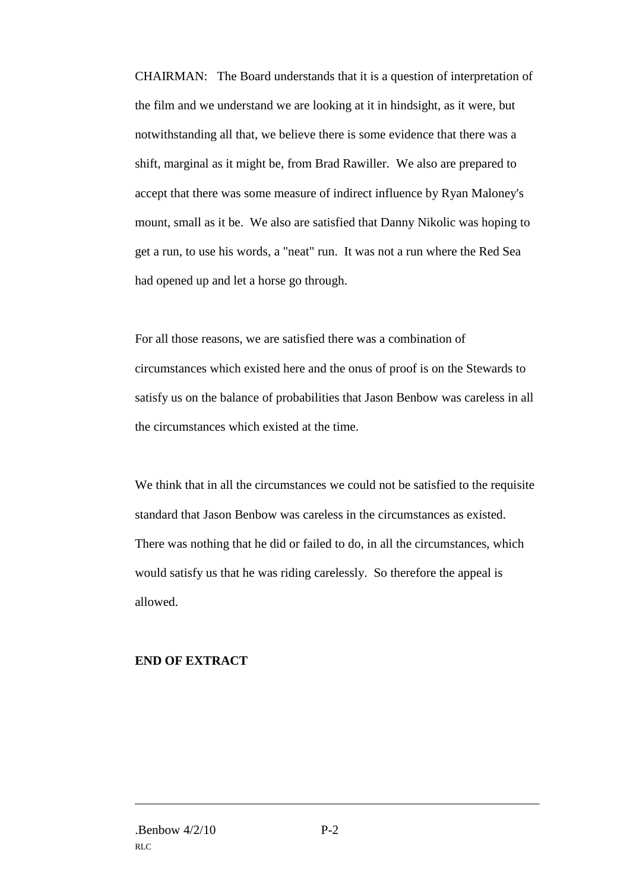CHAIRMAN: The Board understands that it is a question of interpretation of the film and we understand we are looking at it in hindsight, as it were, but notwithstanding all that, we believe there is some evidence that there was a shift, marginal as it might be, from Brad Rawiller. We also are prepared to accept that there was some measure of indirect influence by Ryan Maloney's mount, small as it be. We also are satisfied that Danny Nikolic was hoping to get a run, to use his words, a "neat" run. It was not a run where the Red Sea had opened up and let a horse go through.

For all those reasons, we are satisfied there was a combination of circumstances which existed here and the onus of proof is on the Stewards to satisfy us on the balance of probabilities that Jason Benbow was careless in all the circumstances which existed at the time.

We think that in all the circumstances we could not be satisfied to the requisite standard that Jason Benbow was careless in the circumstances as existed. There was nothing that he did or failed to do, in all the circumstances, which would satisfy us that he was riding carelessly. So therefore the appeal is allowed.

**END OF EXTRACT**